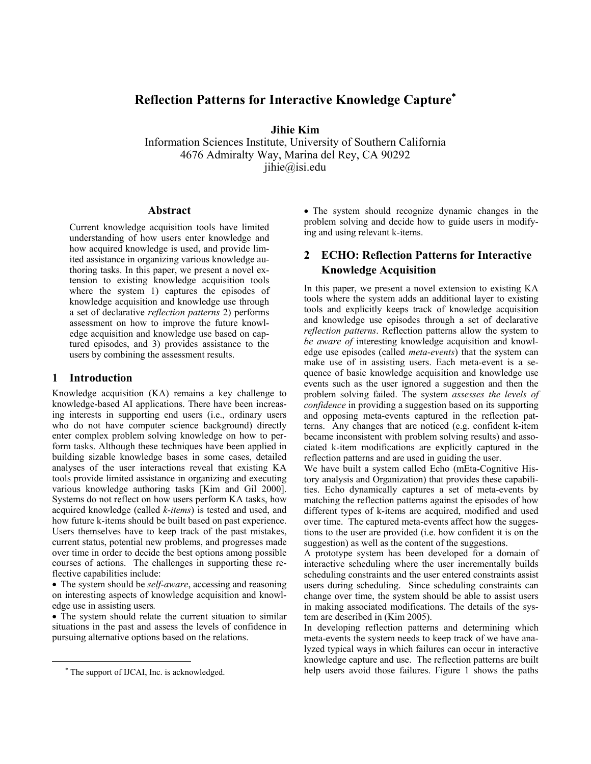# Reflection Patterns for Interactive Knowledge Capture*

**Jihie Kim**
Information Sciences Institute, University of Southern California
4676 Admiralty Way, Marina del Rey, CA 90292
jihie@isi.edu

## Abstract

Current knowledge acquisition tools have limited understanding of how users enter knowledge and how acquired knowledge is used, and provide limited assistance in organizing various knowledge authoring tasks. In this paper, we present a novel extension to existing knowledge acquisition tools where the system 1) captures the episodes of knowledge acquisition and knowledge use through a set of declarative *reflection patterns* 2) performs assessment on how to improve the future knowledge acquisition and knowledge use based on captured episodes, and 3) provides assistance to the users by combining the assessment results.

## 1 Introduction

Knowledge acquisition (KA) remains a key challenge to knowledge-based AI applications. There have been increasing interests in supporting end users (i.e., ordinary users who do not have computer science background) directly enter complex problem solving knowledge on how to perform tasks. Although these techniques have been applied in building sizable knowledge bases in some cases, detailed analyses of the user interactions reveal that existing KA tools provide limited assistance in organizing and executing various knowledge authoring tasks [Kim and Gil 2000]. Systems do not reflect on how users perform KA tasks, how acquired knowledge (called *k-items*) is tested and used, and how future k-items should be built based on past experience. Users themselves have to keep track of the past mistakes, current status, potential new problems, and progresses made over time in order to decide the best options among possible courses of actions. The challenges in supporting these reflective capabilities include:

- The system should be *self-aware*, accessing and reasoning on interesting aspects of knowledge acquisition and knowledge use in assisting users.
- The system should relate the current situation to similar situations in the past and assess the levels of confidence in pursuing alternative options based on the relations.
- The system should recognize dynamic changes in the problem solving and decide how to guide users in modifying and using relevant k-items.

## 2 ECHO: Reflection Patterns for Interactive Knowledge Acquisition

In this paper, we present a novel extension to existing KA tools where the system adds an additional layer to existing tools and explicitly keeps track of knowledge acquisition and knowledge use episodes through a set of declarative *reflection patterns*. Reflection patterns allow the system to *be aware of* interesting knowledge acquisition and knowledge use episodes (called *meta-events*) that the system can make use of in assisting users. Each meta-event is a sequence of basic knowledge acquisition and knowledge use events such as the user ignored a suggestion and then the problem solving failed. The system *assesses the levels of confidence* in providing a suggestion based on its supporting and opposing meta-events captured in the reflection patterns. Any changes that are noticed (e.g. confident k-item became inconsistent with problem solving results) and associated k-item modifications are explicitly captured in the reflection patterns and are used in guiding the user.

We have built a system called Echo (mEta-Cognitive History analysis and Organization) that provides these capabilities. Echo dynamically captures a set of meta-events by matching the reflection patterns against the episodes of how different types of k-items are acquired, modified and used over time. The captured meta-events affect how the suggestions to the user are provided (i.e. how confident it is on the suggestion) as well as the content of the suggestions.

A prototype system has been developed for a domain of interactive scheduling where the user incrementally builds scheduling constraints and the user entered constraints assist users during scheduling. Since scheduling constraints can change over time, the system should be able to assist users in making associated modifications. The details of the system are described in (Kim 2005).

In developing reflection patterns and determining which meta-events the system needs to keep track of we have analyzed typical ways in which failures can occur in interactive knowledge capture and use. The reflection patterns are built help users avoid those failures. Figure 1 shows the paths

---

* The support of IJCAI, Inc. is acknowledged.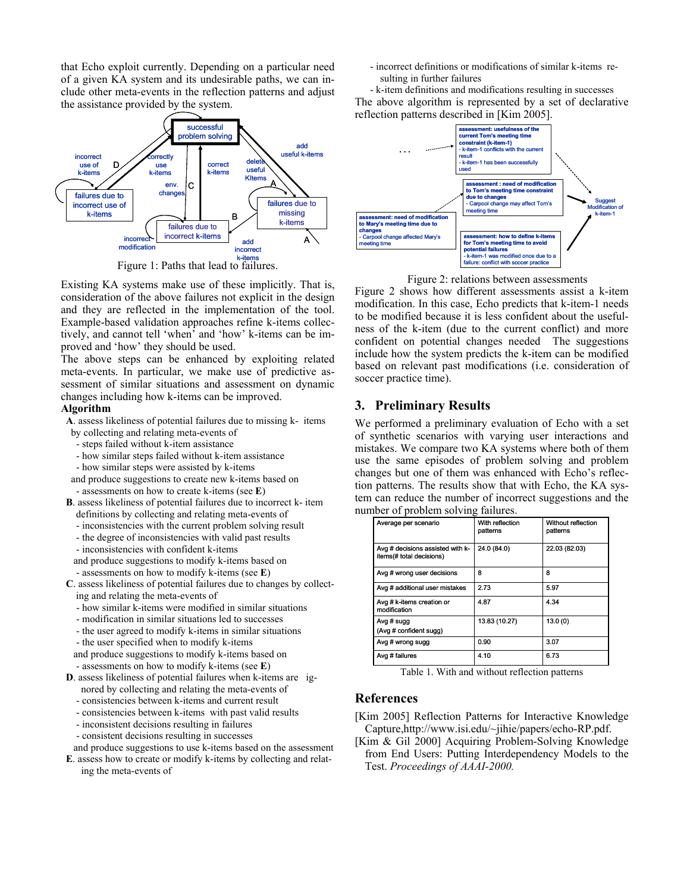that Echo exploit currently. Depending on a particular need of a given KA system and its undesirable paths, we can include other meta-events in the reflection patterns and adjust the assistance provided by the system.

successful problem solving
incorrect use of k-items
D
correctly use k-items
correct k-items
delete useful KItems
add useful k-items
env. changes
C
A
failures due to incorrect use of k-items
failures due to missing k-items
B
failures due to incorrect k-items
incorrect modification
add incorrect k-items
A

Figure 1: Paths that lead to failures.

Existing KA systems make use of these implicitly. That is, consideration of the above failures not explicit in the design and they are reflected in the implementation of the tool. Example-based validation approaches refine k-items collectively, and cannot tell 'when' and 'how' k-items can be improved and 'how' they should be used.

The above steps can be enhanced by exploiting related meta-events. In particular, we make use of predictive assessment of similar situations and assessment on dynamic changes including how k-items can be improved.

**Algorithm**

**A**. assess likeliness of potential failures due to missing k- items by collecting and relating meta-events of
- steps failed without k-item assistance
- how similar steps failed without k-item assistance
- how similar steps were assisted by k-items

and produce suggestions to create new k-items based on
- assessments on how to create k-items (see **E**)

**B**. assess likeliness of potential failures due to incorrect k- item definitions by collecting and relating meta-events of
- inconsistencies with the current problem solving result
- the degree of inconsistencies with valid past results
- inconsistencies with confident k-items

and produce suggestions to modify k-items based on
- assessments on how to modify k-items (see **E**)

**C**. assess likeliness of potential failures due to changes by collecting and relating the meta-events of
- how similar k-items were modified in similar situations
- modification in similar situations led to successes
- the user agreed to modify k-items in similar situations
- the user specified when to modify k-items

and produce suggestions to modify k-items based on
- assessments on how to modify k-items (see **E**)

**D**. assess likeliness of potential failures when k-items are ignored by collecting and relating the meta-events of
- consistencies between k-items and current result
- consistencies between k-items with past valid results
- inconsistent decisions resulting in failures
- consistent decisions resulting in successes

and produce suggestions to use k-items based on the assessment

**E**. assess how to create or modify k-items by collecting and relating the meta-events of
- incorrect definitions or modifications of similar k-items resulting in further failures
- k-item definitions and modifications resulting in successes

The above algorithm is represented by a set of declarative reflection patterns described in [Kim 2005].

…

**assessment: usefulness of the current Tom's meeting time constraint (k-item-1)**
- k-item-1 conflicts with the current result
- k-item-1 has been successfully used

**assessment : need of modification to Tom's meeting time constraint due to changes**
- Carpool change may affect Tom's meeting time

**assessment: need of modification to Mary's meeting time due to changes**
- Carpool change affected Mary's meeting time

**assessment: how to define k-items for Tom's meeting time to avoid potential failures**
- k-item-1 was modified once due to a failure: conflict with soccer practice

Suggest Modification of k-item-1

Figure 2: relations between assessments

Figure 2 shows how different assessments assist a k-item modification. In this case, Echo predicts that k-item-1 needs to be modified because it is less confident about the usefulness of the k-item (due to the current conflict) and more confident on potential changes needed The suggestions include how the system predicts the k-item can be modified based on relevant past modifications (i.e. consideration of soccer practice time).

## 3. Preliminary Results

We performed a preliminary evaluation of Echo with a set of synthetic scenarios with varying user interactions and mistakes. We compare two KA systems where both of them use the same episodes of problem solving and problem changes but one of them was enhanced with Echo's reflection patterns. The results show that with Echo, the KA system can reduce the number of incorrect suggestions and the number of problem solving failures.

| Average per scenario | With reflection patterns | Without reflection patterns |
|---|---|---|
| Avg # decisions assisted with k-items(# total decisions) | 24.0 (84.0) | 22.03 (82.03) |
| Avg # wrong user decisions | 8 | 8 |
| Avg # additional user mistakes | 2.73 | 5.97 |
| Avg # k-items creation or modification | 4.87 | 4.34 |
| Avg # sugg (Avg # confident sugg) | 13.83 (10.27) | 13.0 (0) |
| Avg # wrong sugg | 0.90 | 3.07 |
| Avg # failures | 4.10 | 6.73 |

Table 1. With and without reflection patterns

## References

[Kim 2005] Reflection Patterns for Interactive Knowledge Capture,http://www.isi.edu/~jihie/papers/echo-RP.pdf.

[Kim & Gil 2000] Acquiring Problem-Solving Knowledge from End Users: Putting Interdependency Models to the Test. *Proceedings of AAAI-2000.*